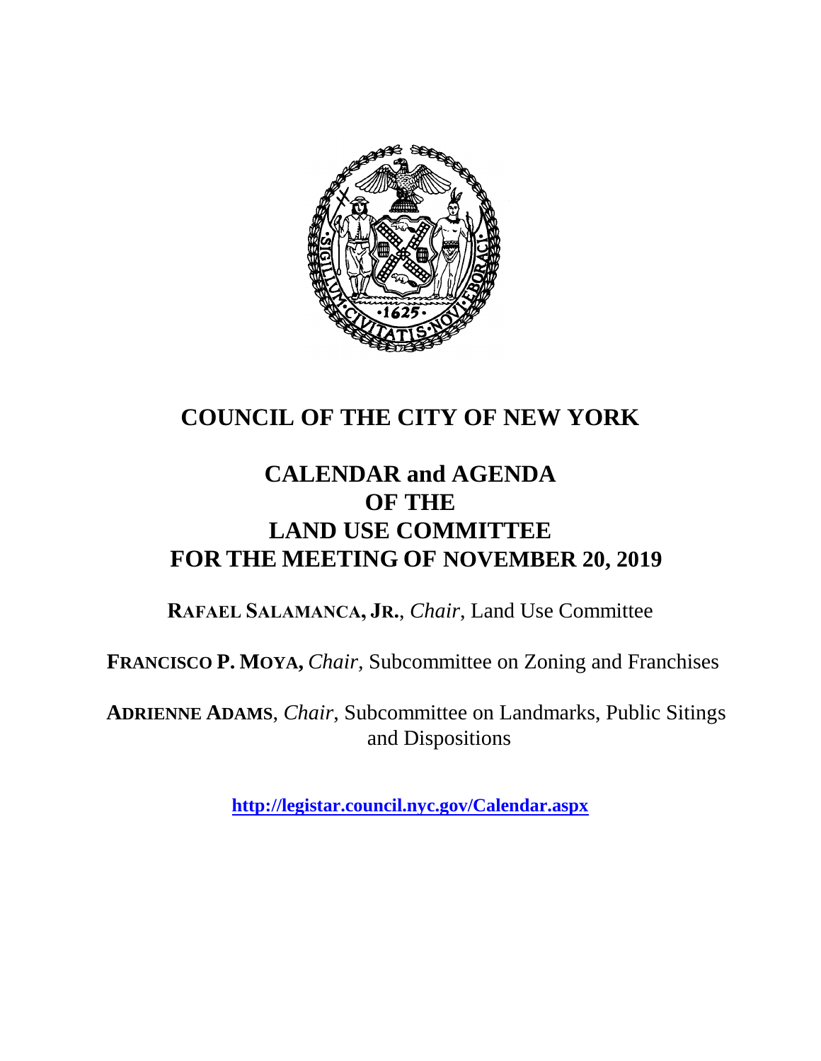# COUNCIL OF THE CITY OF NEW YORK

# CALENDAR and AGENDA OF THE LAND USE COMMITTEE FOR THE MEETING OF NOVEMBER 20, 2019

**RAFAEL SALAMANCA, JR.**, *Chair*, Land Use Committee

**FRANCISCO P. MOYA,** *Chair,* Subcommittee on Zoning and Franchises

**ADRIENNE ADAMS**, *Chair*, Subcommittee on Landmarks, Public Sitings and Dispositions

**http://legistar.council.nyc.gov/Calendar.aspx**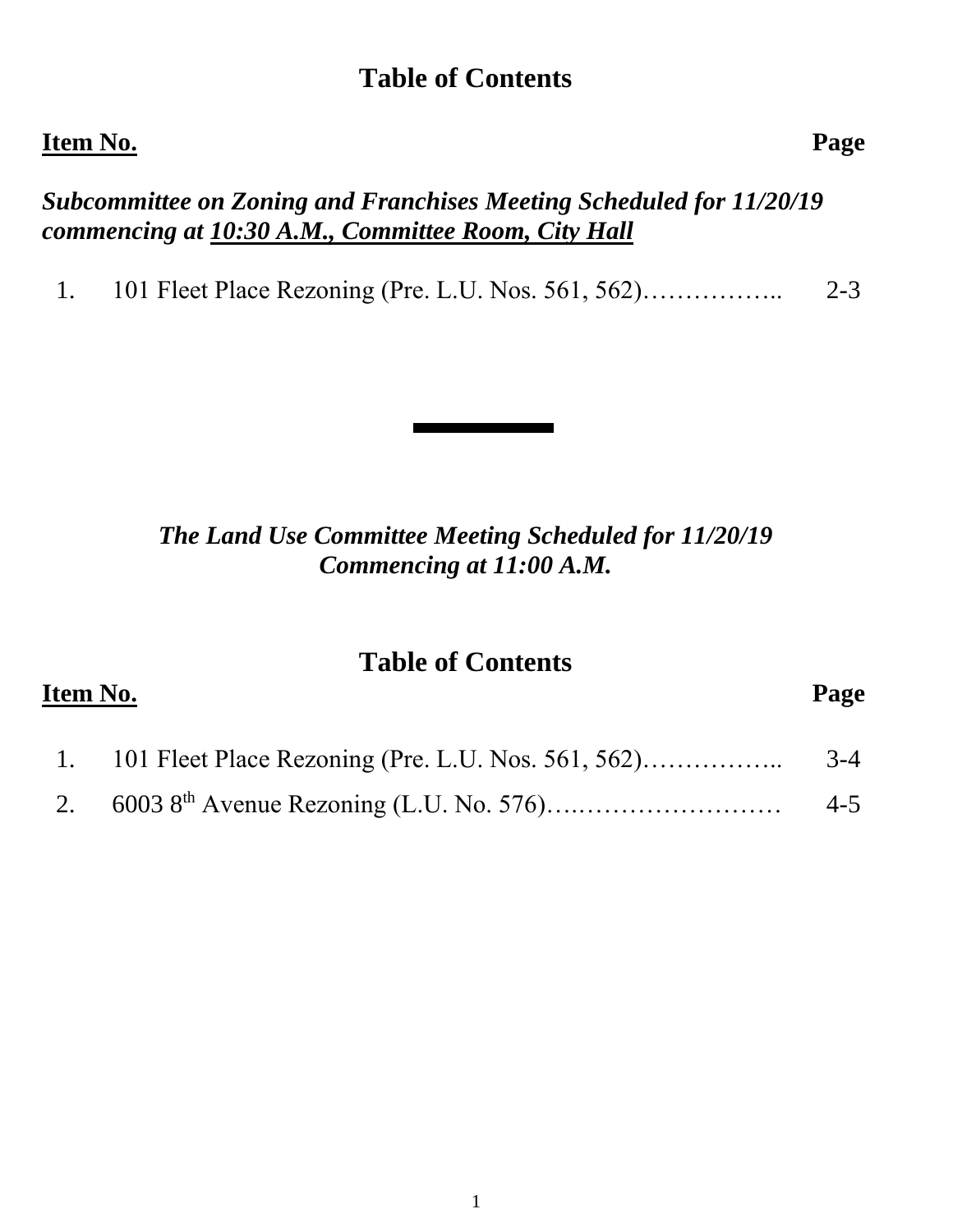## Table of Contents

| Item No. | | Page |
|---|---|---|

***Subcommittee on Zoning and Franchises Meeting Scheduled for 11/20/19 commencing at <u>10:30 A.M., Committee Room, City Hall</u>***

| | | |
|---|---|---|
| 1. | 101 Fleet Place Rezoning (Pre. L.U. Nos. 561, 562)…………….. | 2-3 |

---

***The Land Use Committee Meeting Scheduled for 11/20/19 Commencing at 11:00 A.M.***

## Table of Contents

| Item No. | | Page |
|---|---|---|
| 1. | 101 Fleet Place Rezoning (Pre. L.U. Nos. 561, 562)…………….. | 3-4 |
| 2. | 6003 8th Avenue Rezoning (L.U. No. 576)….…………………… | 4-5 |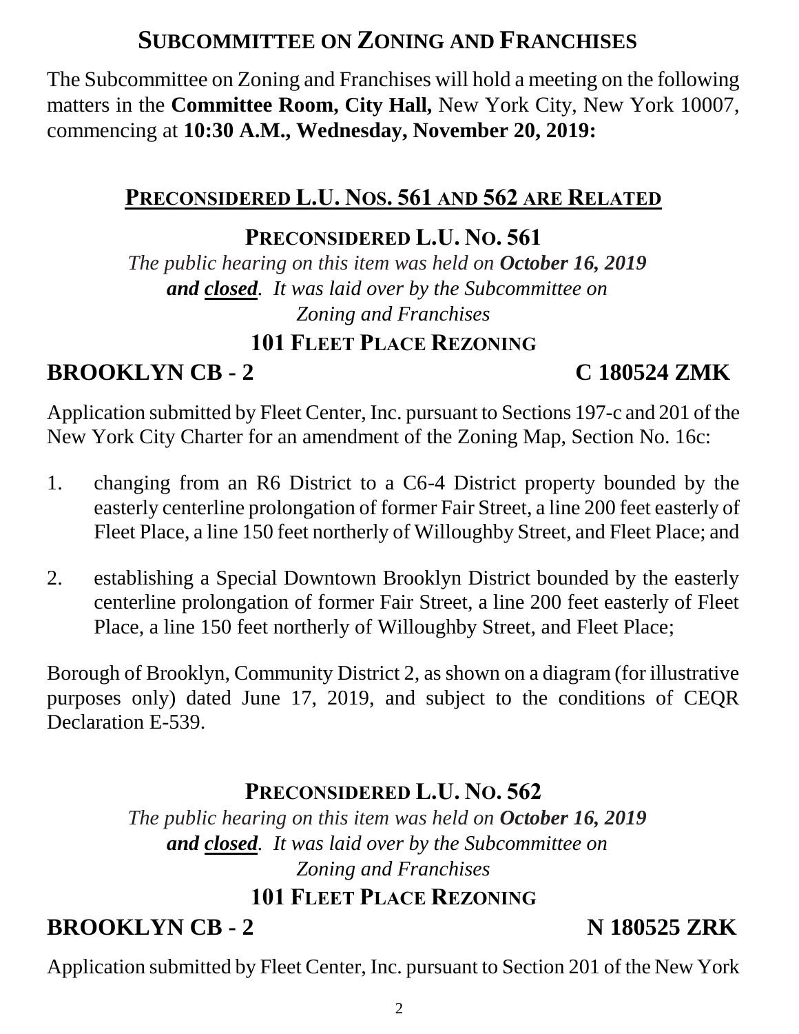# SUBCOMMITTEE ON ZONING AND FRANCHISES

The Subcommittee on Zoning and Franchises will hold a meeting on the following matters in the **Committee Room, City Hall,** New York City, New York 10007, commencing at **10:30 A.M., Wednesday, November 20, 2019:**

## PRECONSIDERED L.U. NOS. 561 AND 562 ARE RELATED

### PRECONSIDERED L.U. NO. 561

*The public hearing on this item was held on* ***October 16, 2019 and closed****. It was laid over by the Subcommittee on Zoning and Franchises*

### 101 FLEET PLACE REZONING

**BROOKLYN CB - 2** **C 180524 ZMK**

Application submitted by Fleet Center, Inc. pursuant to Sections 197-c and 201 of the New York City Charter for an amendment of the Zoning Map, Section No. 16c:

1. changing from an R6 District to a C6-4 District property bounded by the easterly centerline prolongation of former Fair Street, a line 200 feet easterly of Fleet Place, a line 150 feet northerly of Willoughby Street, and Fleet Place; and

2. establishing a Special Downtown Brooklyn District bounded by the easterly centerline prolongation of former Fair Street, a line 200 feet easterly of Fleet Place, a line 150 feet northerly of Willoughby Street, and Fleet Place;

Borough of Brooklyn, Community District 2, as shown on a diagram (for illustrative purposes only) dated June 17, 2019, and subject to the conditions of CEQR Declaration E-539.

### PRECONSIDERED L.U. NO. 562

*The public hearing on this item was held on* ***October 16, 2019 and closed****. It was laid over by the Subcommittee on Zoning and Franchises*

### 101 FLEET PLACE REZONING

**BROOKLYN CB - 2** **N 180525 ZRK**

Application submitted by Fleet Center, Inc. pursuant to Section 201 of the New York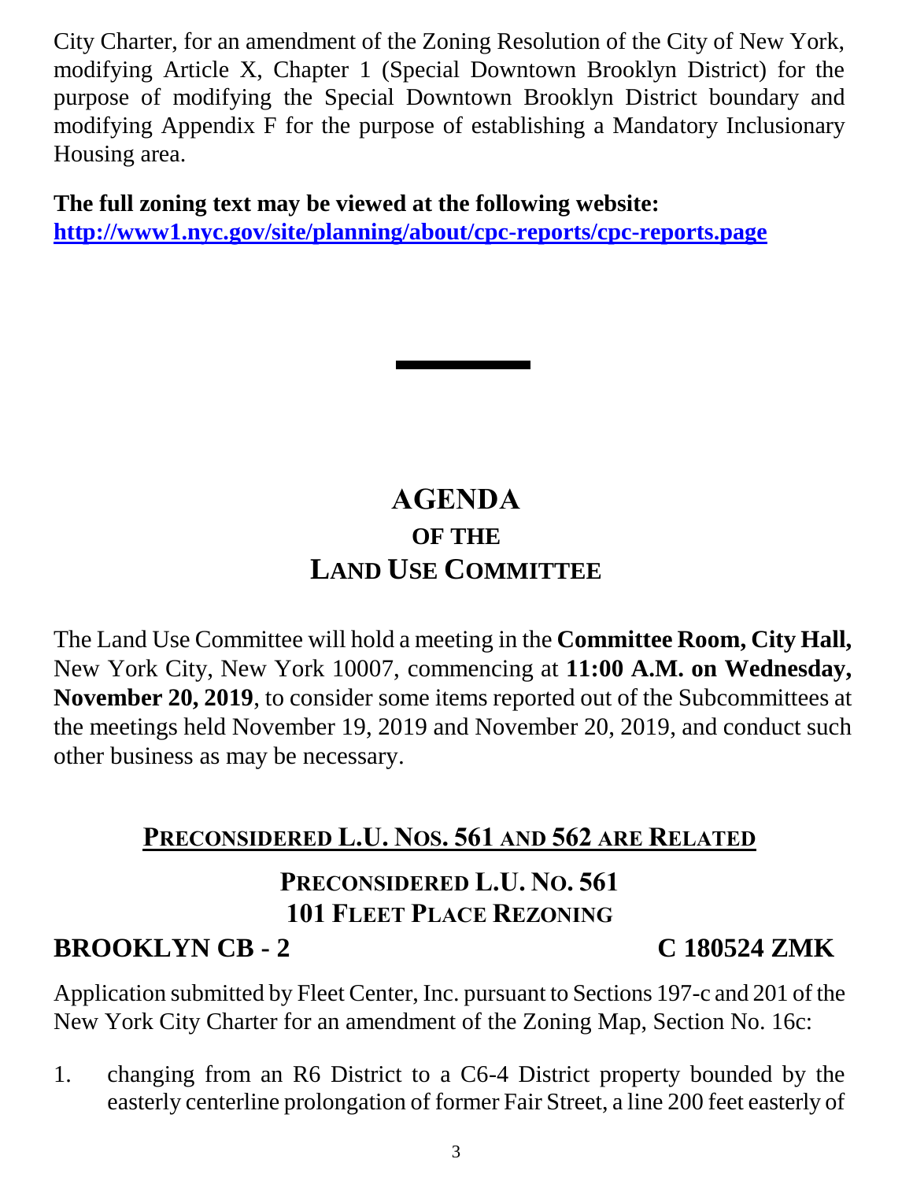City Charter, for an amendment of the Zoning Resolution of the City of New York, modifying Article X, Chapter 1 (Special Downtown Brooklyn District) for the purpose of modifying the Special Downtown Brooklyn District boundary and modifying Appendix F for the purpose of establishing a Mandatory Inclusionary Housing area.

**The full zoning text may be viewed at the following website:**
**http://www1.nyc.gov/site/planning/about/cpc-reports/cpc-reports.page**

---

# AGENDA
## OF THE
# LAND USE COMMITTEE

The Land Use Committee will hold a meeting in the **Committee Room, City Hall,** New York City, New York 10007, commencing at **11:00 A.M. on Wednesday, November 20, 2019**, to consider some items reported out of the Subcommittees at the meetings held November 19, 2019 and November 20, 2019, and conduct such other business as may be necessary.

## PRECONSIDERED L.U. NOS. 561 AND 562 ARE RELATED

### PRECONSIDERED L.U. NO. 561
### 101 FLEET PLACE REZONING

**BROOKLYN CB - 2** **C 180524 ZMK**

Application submitted by Fleet Center, Inc. pursuant to Sections 197-c and 201 of the New York City Charter for an amendment of the Zoning Map, Section No. 16c:

1. changing from an R6 District to a C6-4 District property bounded by the easterly centerline prolongation of former Fair Street, a line 200 feet easterly of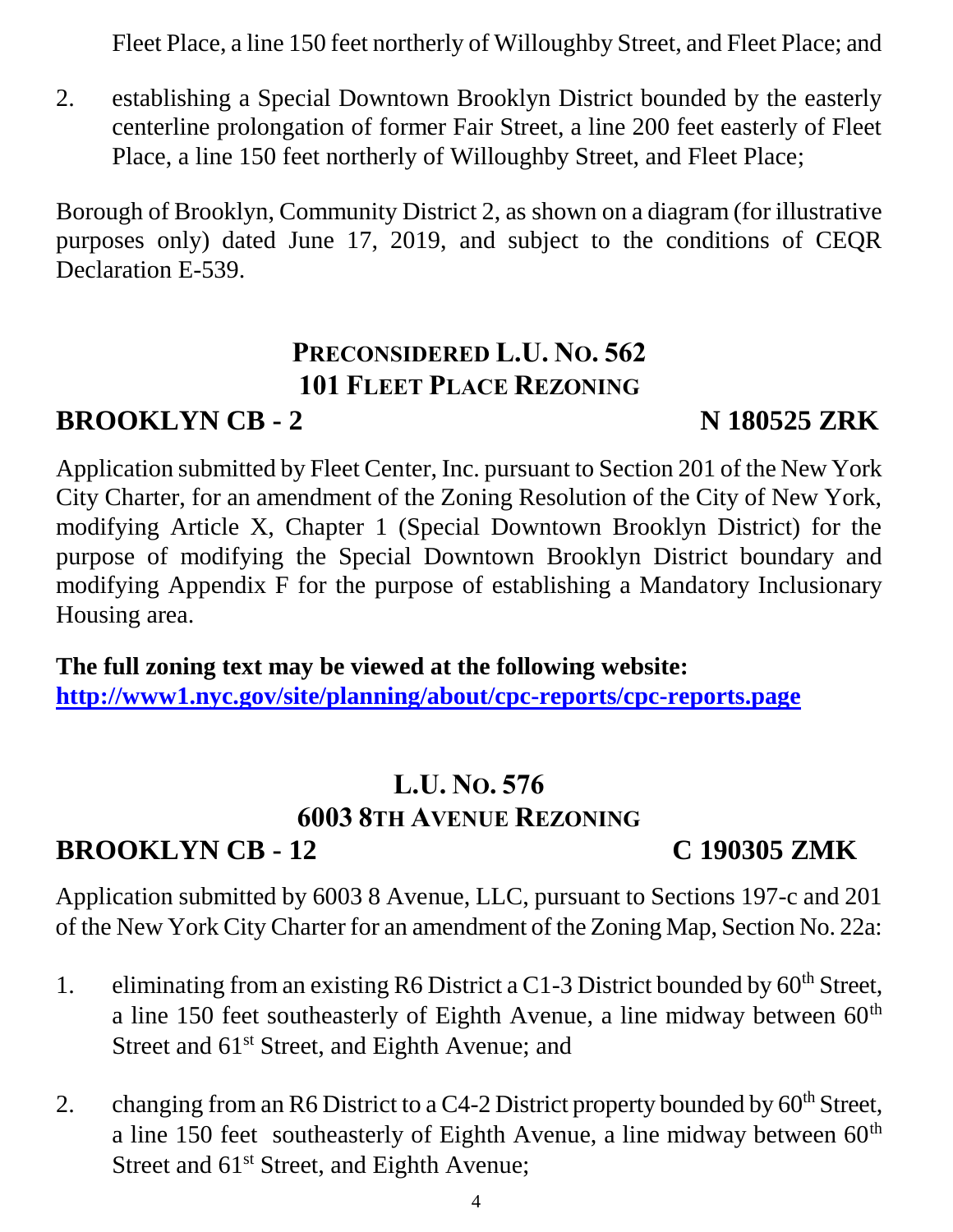Fleet Place, a line 150 feet northerly of Willoughby Street, and Fleet Place; and

2. establishing a Special Downtown Brooklyn District bounded by the easterly centerline prolongation of former Fair Street, a line 200 feet easterly of Fleet Place, a line 150 feet northerly of Willoughby Street, and Fleet Place;

Borough of Brooklyn, Community District 2, as shown on a diagram (for illustrative purposes only) dated June 17, 2019, and subject to the conditions of CEQR Declaration E-539.

## PRECONSIDERED L.U. NO. 562
## 101 FLEET PLACE REZONING

**BROOKLYN CB - 2** **N 180525 ZRK**

Application submitted by Fleet Center, Inc. pursuant to Section 201 of the New York City Charter, for an amendment of the Zoning Resolution of the City of New York, modifying Article X, Chapter 1 (Special Downtown Brooklyn District) for the purpose of modifying the Special Downtown Brooklyn District boundary and modifying Appendix F for the purpose of establishing a Mandatory Inclusionary Housing area.

**The full zoning text may be viewed at the following website:**
**http://www1.nyc.gov/site/planning/about/cpc-reports/cpc-reports.page**

## L.U. NO. 576
## 6003 8TH AVENUE REZONING

**BROOKLYN CB - 12** **C 190305 ZMK**

Application submitted by 6003 8 Avenue, LLC, pursuant to Sections 197-c and 201 of the New York City Charter for an amendment of the Zoning Map, Section No. 22a:

1. eliminating from an existing R6 District a C1-3 District bounded by 60th Street, a line 150 feet southeasterly of Eighth Avenue, a line midway between 60th Street and 61st Street, and Eighth Avenue; and

2. changing from an R6 District to a C4-2 District property bounded by 60th Street, a line 150 feet southeasterly of Eighth Avenue, a line midway between 60th Street and 61st Street, and Eighth Avenue;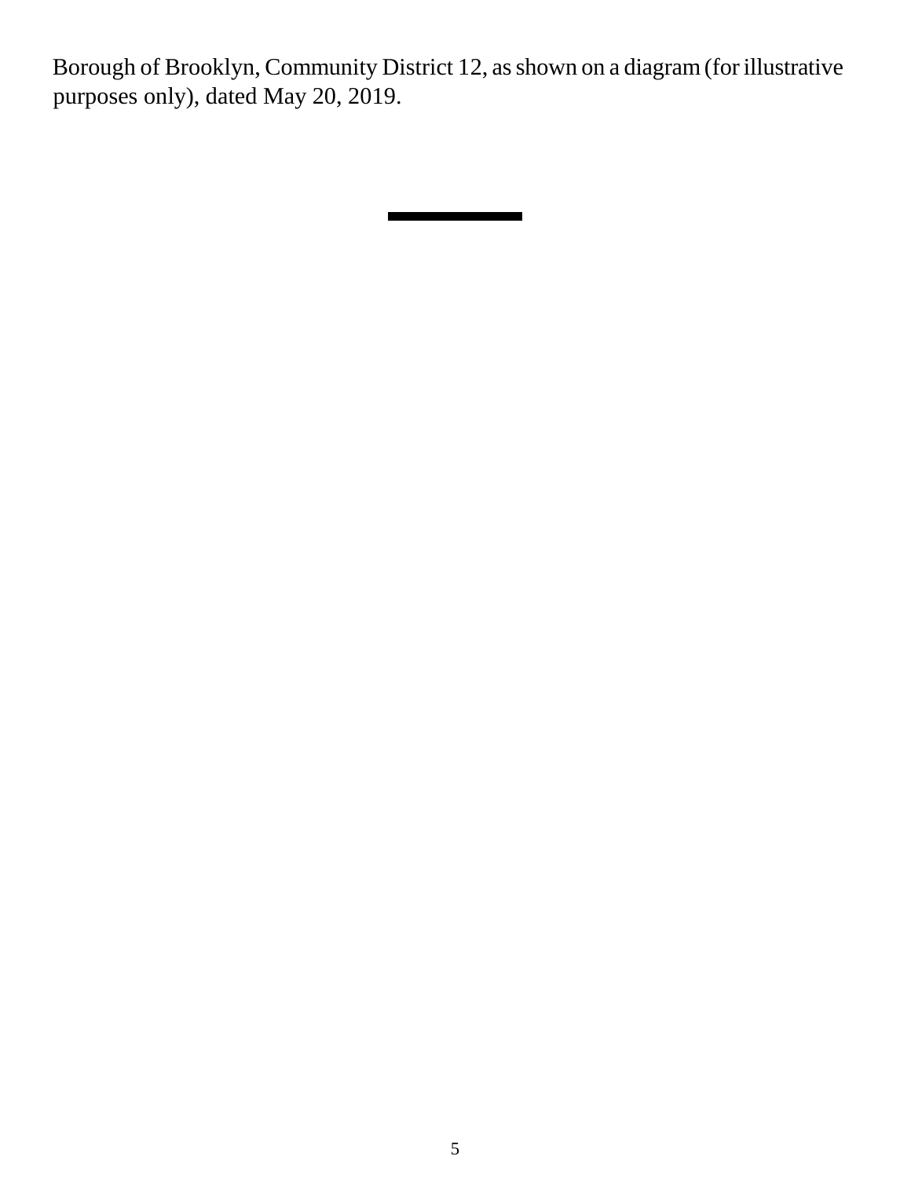Borough of Brooklyn, Community District 12, as shown on a diagram (for illustrative purposes only), dated May 20, 2019.

---